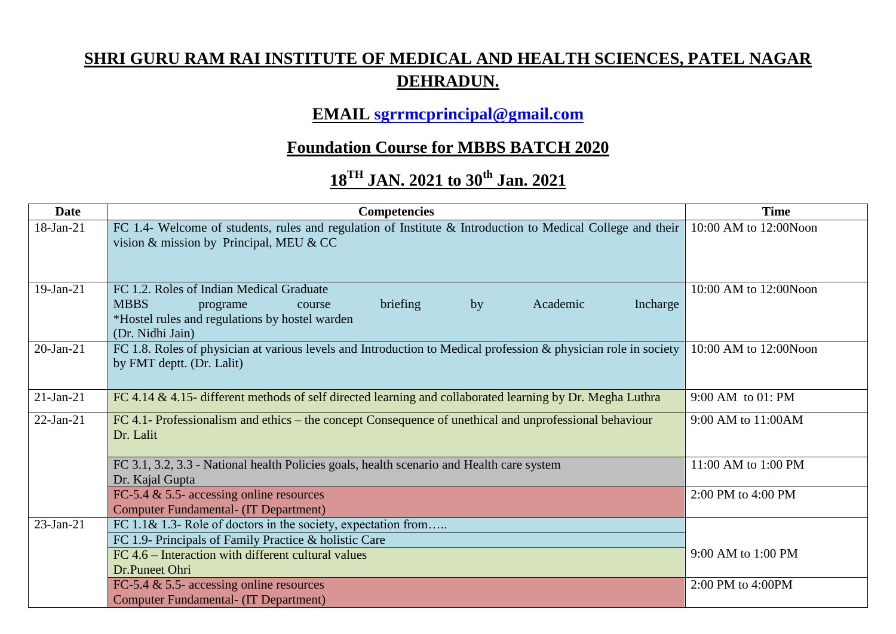# SHRI GURU RAM RAI INSTITUTE OF MEDICAL AND HEALTH SCIENCES, PATEL NAGAR DEHRADUN.

## EMAIL sgrrmcprincipal@gmail.com

## Foundation Course for MBBS BATCH 2020

## 18TH JAN. 2021 to 30th Jan. 2021

| Date | Competencies | Time |
|---|---|---|
| 18-Jan-21 | FC 1.4- Welcome of students, rules and regulation of Institute & Introduction to Medical College and their vision & mission by Principal, MEU & CC | 10:00 AM to 12:00Noon |
| 19-Jan-21 | FC 1.2. Roles of Indian Medical Graduate<br>MBBS programe course briefing by Academic Incharge<br>*Hostel rules and regulations by hostel warden<br>(Dr. Nidhi Jain) | 10:00 AM to 12:00Noon |
| 20-Jan-21 | FC 1.8. Roles of physician at various levels and Introduction to Medical profession & physician role in society by FMT deptt. (Dr. Lalit) | 10:00 AM to 12:00Noon |
| 21-Jan-21 | FC 4.14 & 4.15- different methods of self directed learning and collaborated learning by Dr. Megha Luthra | 9:00 AM to 01: PM |
| 22-Jan-21 | FC 4.1- Professionalism and ethics – the concept Consequence of unethical and unprofessional behaviour<br>Dr. Lalit | 9:00 AM to 11:00AM |
| | FC 3.1, 3.2, 3.3 - National health Policies goals, health scenario and Health care system<br>Dr. Kajal Gupta | 11:00 AM to 1:00 PM |
| | FC-5.4 & 5.5- accessing online resources<br>Computer Fundamental- (IT Department) | 2:00 PM to 4:00 PM |
| 23-Jan-21 | FC 1.1& 1.3- Role of doctors in the society, expectation from…..<br>FC 1.9- Principals of Family Practice & holistic Care<br>FC 4.6 – Interaction with different cultural values<br>Dr.Puneet Ohri | 9:00 AM to 1:00 PM |
| | FC-5.4 & 5.5- accessing online resources<br>Computer Fundamental- (IT Department) | 2:00 PM to 4:00PM |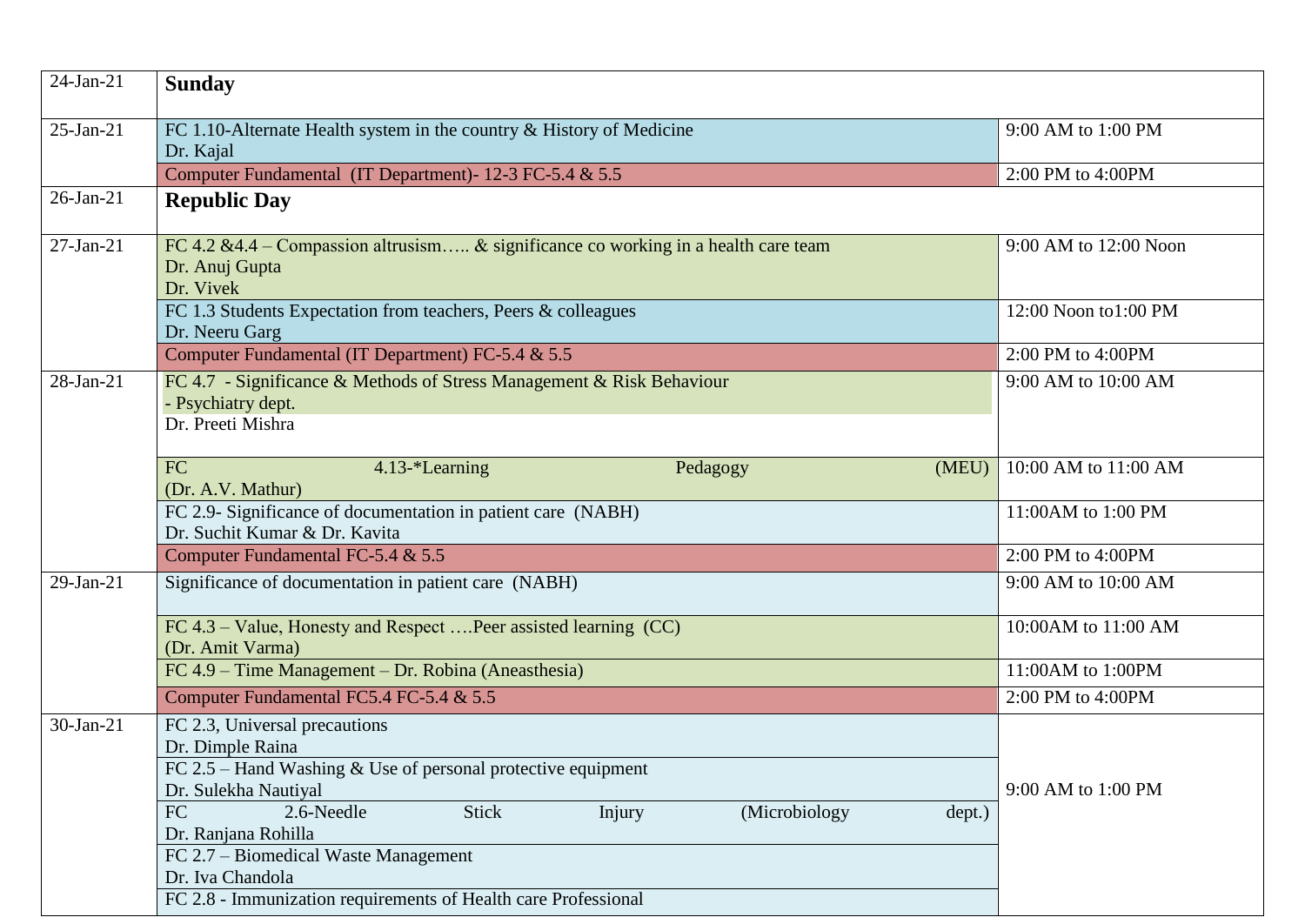| | | |
|---|---|---|
| 24-Jan-21 | **Sunday** | |
| 25-Jan-21 | FC 1.10-Alternate Health system in the country & History of Medicine<br>Dr. Kajal | 9:00 AM to 1:00 PM |
| | Computer Fundamental (IT Department)- 12-3 FC-5.4 & 5.5 | 2:00 PM to 4:00PM |
| 26-Jan-21 | **Republic Day** | |
| 27-Jan-21 | FC 4.2 &4.4 – Compassion altrusism….. & significance co working in a health care team<br>Dr. Anuj Gupta<br>Dr. Vivek | 9:00 AM to 12:00 Noon |
| | FC 1.3 Students Expectation from teachers, Peers & colleagues<br>Dr. Neeru Garg | 12:00 Noon to1:00 PM |
| | Computer Fundamental (IT Department) FC-5.4 & 5.5 | 2:00 PM to 4:00PM |
| 28-Jan-21 | FC 4.7 - Significance & Methods of Stress Management & Risk Behaviour<br>- Psychiatry dept.<br>Dr. Preeti Mishra | 9:00 AM to 10:00 AM |
| | FC 4.13-*Learning Pedagogy (MEU)<br>(Dr. A.V. Mathur) | 10:00 AM to 11:00 AM |
| | FC 2.9- Significance of documentation in patient care (NABH)<br>Dr. Suchit Kumar & Dr. Kavita | 11:00AM to 1:00 PM |
| | Computer Fundamental FC-5.4 & 5.5 | 2:00 PM to 4:00PM |
| 29-Jan-21 | Significance of documentation in patient care (NABH) | 9:00 AM to 10:00 AM |
| | FC 4.3 – Value, Honesty and Respect ….Peer assisted learning (CC)<br>(Dr. Amit Varma) | 10:00AM to 11:00 AM |
| | FC 4.9 – Time Management – Dr. Robina (Aneasthesia) | 11:00AM to 1:00PM |
| | Computer Fundamental FC5.4 FC-5.4 & 5.5 | 2:00 PM to 4:00PM |
| 30-Jan-21 | FC 2.3, Universal precautions<br>Dr. Dimple Raina | 9:00 AM to 1:00 PM |
| | FC 2.5 – Hand Washing & Use of personal protective equipment<br>Dr. Sulekha Nautiyal | |
| | FC 2.6-Needle Stick Injury (Microbiology dept.)<br>Dr. Ranjana Rohilla | |
| | FC 2.7 – Biomedical Waste Management<br>Dr. Iva Chandola | |
| | FC 2.8 - Immunization requirements of Health care Professional | |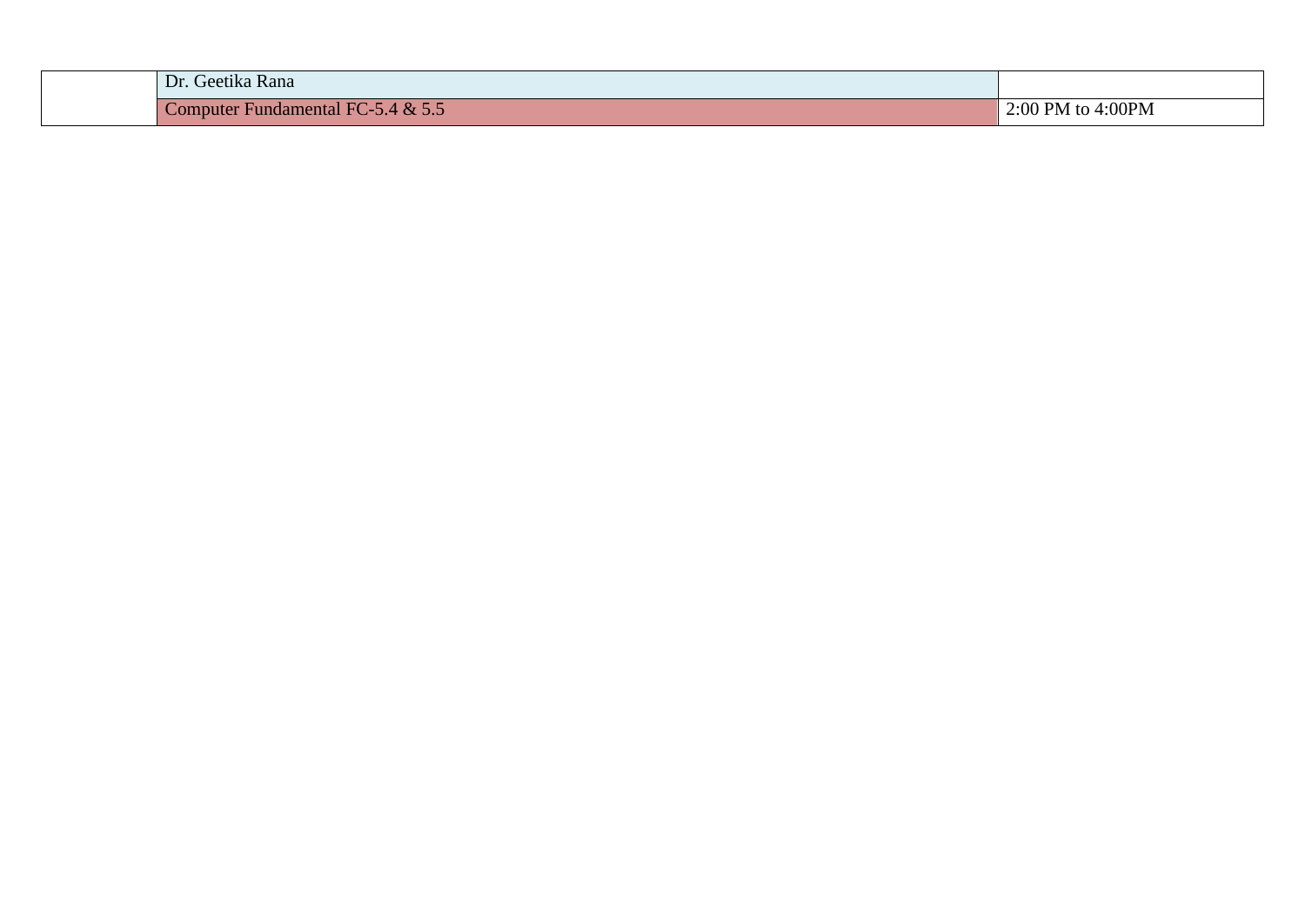| | | |
|---|---|---|
| | Dr. Geetika Rana | |
| | Computer Fundamental FC-5.4 & 5.5 | 2:00 PM to 4:00PM |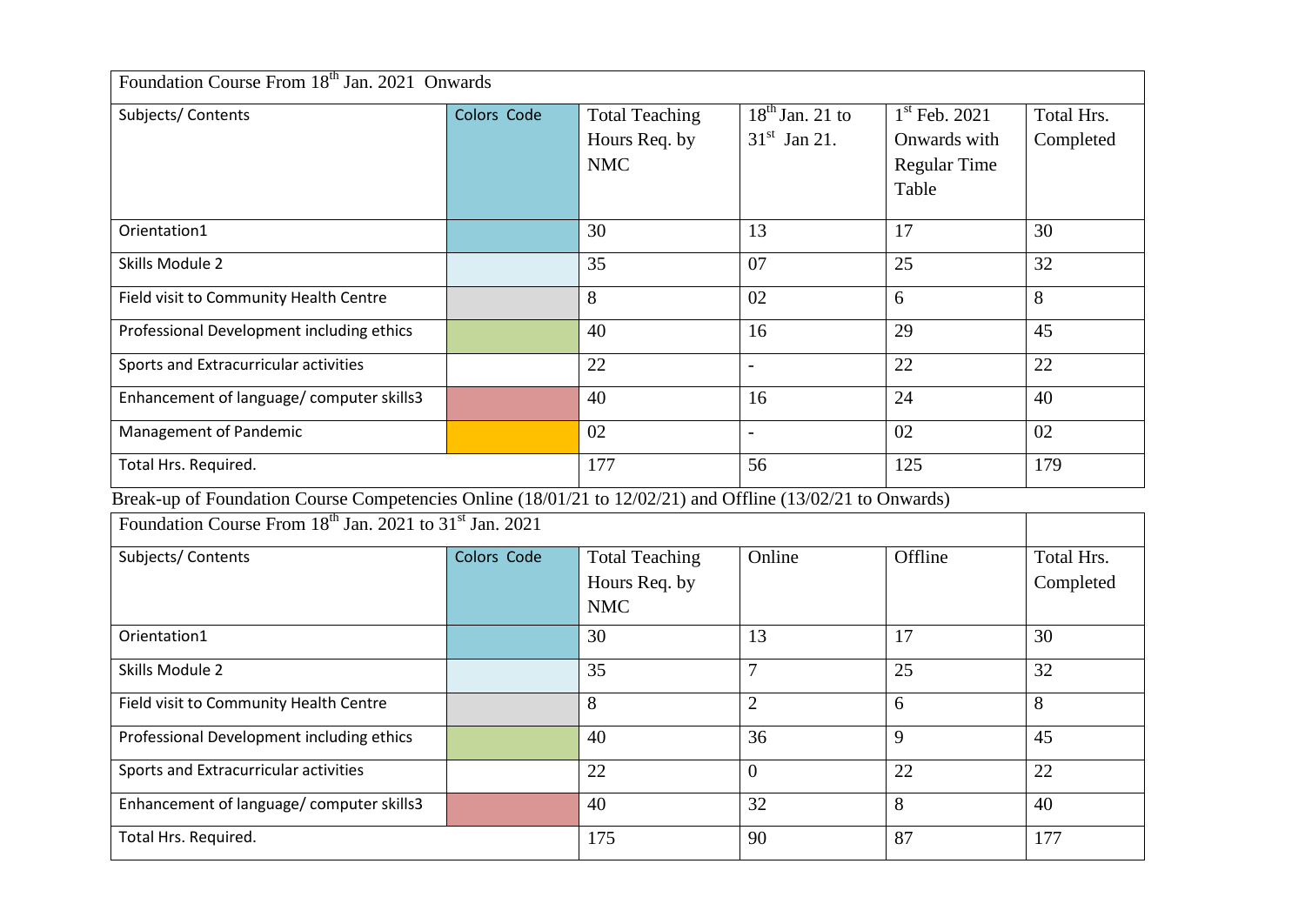| Foundation Course From 18th Jan. 2021 Onwards | | | | | |
|---|---|---|---|---|---|
| Subjects/ Contents | Colors Code | Total Teaching Hours Req. by NMC | 18th Jan. 21 to 31st Jan 21. | 1st Feb. 2021 Onwards with Regular Time Table | Total Hrs. Completed |
| Orientation1 | | 30 | 13 | 17 | 30 |
| Skills Module 2 | | 35 | 07 | 25 | 32 |
| Field visit to Community Health Centre | | 8 | 02 | 6 | 8 |
| Professional Development including ethics | | 40 | 16 | 29 | 45 |
| Sports and Extracurricular activities | | 22 | - | 22 | 22 |
| Enhancement of language/ computer skills3 | | 40 | 16 | 24 | 40 |
| Management of Pandemic | | 02 | - | 02 | 02 |
| Total Hrs. Required. | | 177 | 56 | 125 | 179 |

Break-up of Foundation Course Competencies Online (18/01/21 to 12/02/21) and Offline (13/02/21 to Onwards)

| Foundation Course From 18th Jan. 2021 to 31st Jan. 2021 | | | | | |
|---|---|---|---|---|---|
| Subjects/ Contents | Colors Code | Total Teaching Hours Req. by NMC | Online | Offline | Total Hrs. Completed |
| Orientation1 | | 30 | 13 | 17 | 30 |
| Skills Module 2 | | 35 | 7 | 25 | 32 |
| Field visit to Community Health Centre | | 8 | 2 | 6 | 8 |
| Professional Development including ethics | | 40 | 36 | 9 | 45 |
| Sports and Extracurricular activities | | 22 | 0 | 22 | 22 |
| Enhancement of language/ computer skills3 | | 40 | 32 | 8 | 40 |
| Total Hrs. Required. | | 175 | 90 | 87 | 177 |